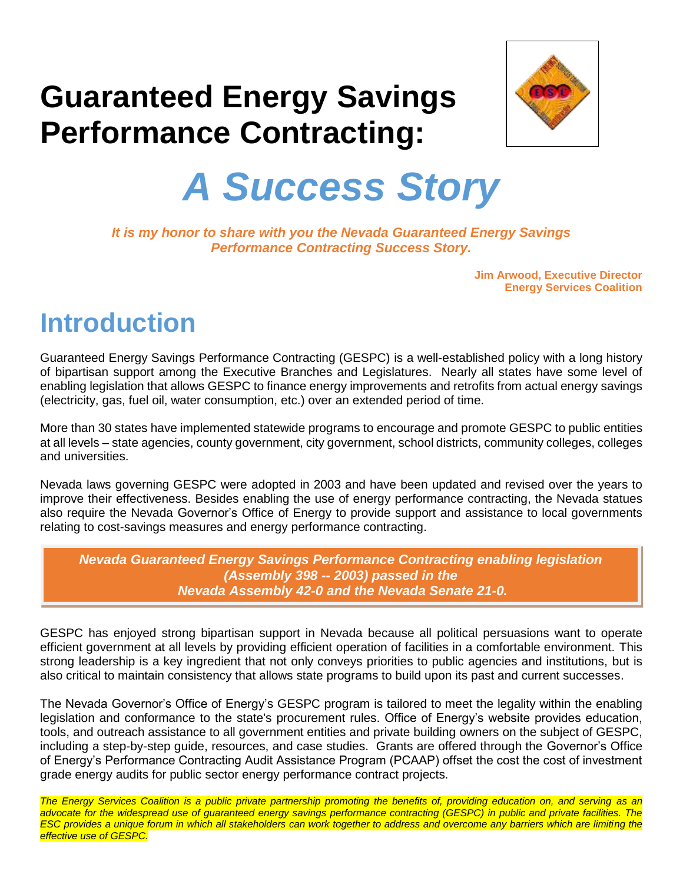# Guaranteed Energy Savings Performance Contracting:

## *A Success Story*

***It is my honor to share with you the Nevada Guaranteed Energy Savings Performance Contracting Success Story.***

**Jim Arwood, Executive Director**
**Energy Services Coalition**

## Introduction

Guaranteed Energy Savings Performance Contracting (GESPC) is a well-established policy with a long history of bipartisan support among the Executive Branches and Legislatures. Nearly all states have some level of enabling legislation that allows GESPC to finance energy improvements and retrofits from actual energy savings (electricity, gas, fuel oil, water consumption, etc.) over an extended period of time.

More than 30 states have implemented statewide programs to encourage and promote GESPC to public entities at all levels – state agencies, county government, city government, school districts, community colleges, colleges and universities.

Nevada laws governing GESPC were adopted in 2003 and have been updated and revised over the years to improve their effectiveness. Besides enabling the use of energy performance contracting, the Nevada statues also require the Nevada Governor's Office of Energy to provide support and assistance to local governments relating to cost-savings measures and energy performance contracting.

***Nevada Guaranteed Energy Savings Performance Contracting enabling legislation (Assembly 398 -- 2003) passed in the Nevada Assembly 42-0 and the Nevada Senate 21-0.***

GESPC has enjoyed strong bipartisan support in Nevada because all political persuasions want to operate efficient government at all levels by providing efficient operation of facilities in a comfortable environment. This strong leadership is a key ingredient that not only conveys priorities to public agencies and institutions, but is also critical to maintain consistency that allows state programs to build upon its past and current successes.

The Nevada Governor's Office of Energy's GESPC program is tailored to meet the legality within the enabling legislation and conformance to the state's procurement rules. Office of Energy's website provides education, tools, and outreach assistance to all government entities and private building owners on the subject of GESPC, including a step-by-step guide, resources, and case studies. Grants are offered through the Governor's Office of Energy's Performance Contracting Audit Assistance Program (PCAAP) offset the cost the cost of investment grade energy audits for public sector energy performance contract projects.

*The Energy Services Coalition is a public private partnership promoting the benefits of, providing education on, and serving as an advocate for the widespread use of guaranteed energy savings performance contracting (GESPC) in public and private facilities. The ESC provides a unique forum in which all stakeholders can work together to address and overcome any barriers which are limiting the effective use of GESPC.*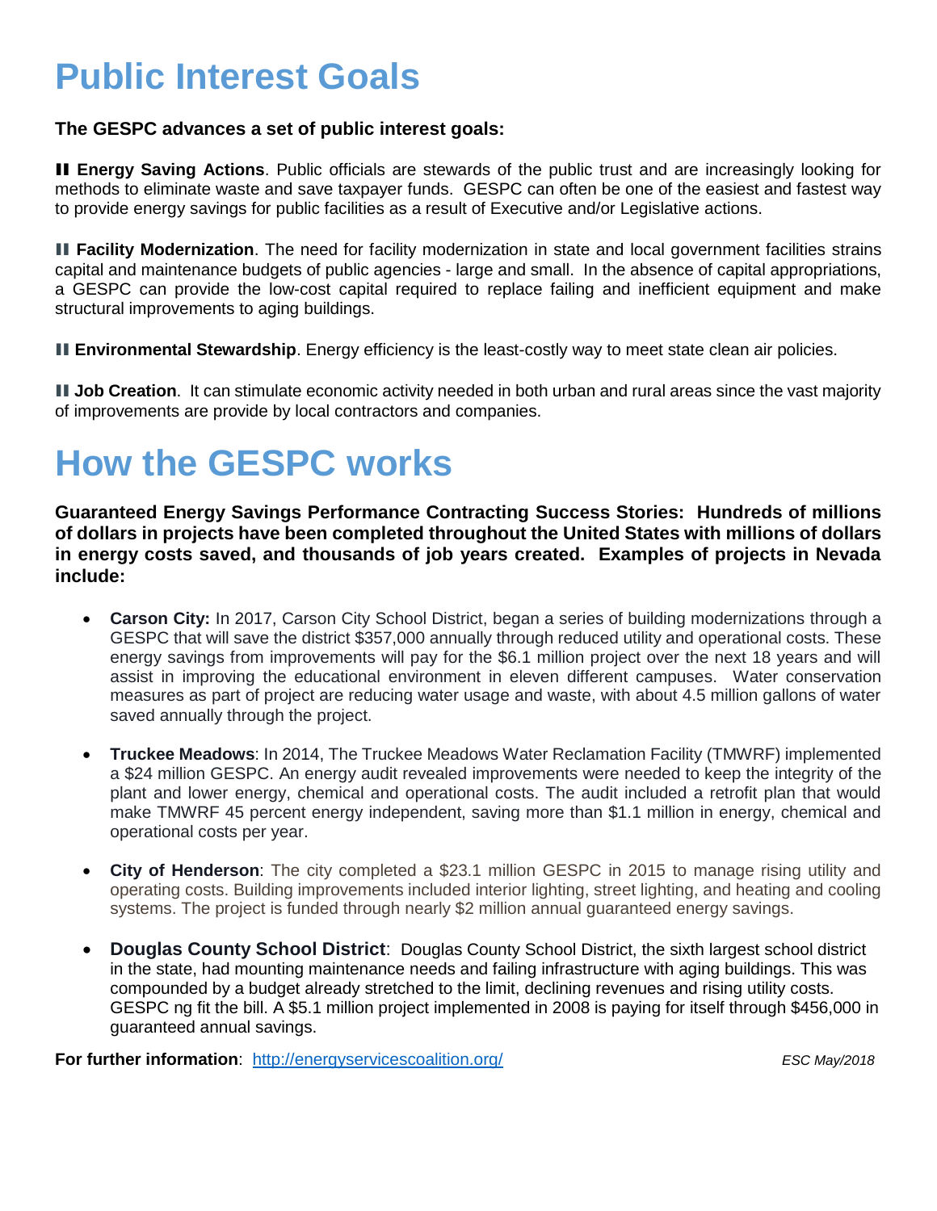# Public Interest Goals

**The GESPC advances a set of public interest goals:**

❚❚ **Energy Saving Actions**. Public officials are stewards of the public trust and are increasingly looking for methods to eliminate waste and save taxpayer funds. GESPC can often be one of the easiest and fastest way to provide energy savings for public facilities as a result of Executive and/or Legislative actions.

❚❚ **Facility Modernization**. The need for facility modernization in state and local government facilities strains capital and maintenance budgets of public agencies - large and small. In the absence of capital appropriations, a GESPC can provide the low-cost capital required to replace failing and inefficient equipment and make structural improvements to aging buildings.

❚❚ **Environmental Stewardship**. Energy efficiency is the least-costly way to meet state clean air policies.

❚❚ **Job Creation**. It can stimulate economic activity needed in both urban and rural areas since the vast majority of improvements are provide by local contractors and companies.

# How the GESPC works

**Guaranteed Energy Savings Performance Contracting Success Stories: Hundreds of millions of dollars in projects have been completed throughout the United States with millions of dollars in energy costs saved, and thousands of job years created. Examples of projects in Nevada include:**

- **Carson City:** In 2017, Carson City School District, began a series of building modernizations through a GESPC that will save the district $357,000 annually through reduced utility and operational costs. These energy savings from improvements will pay for the $6.1 million project over the next 18 years and will assist in improving the educational environment in eleven different campuses. Water conservation measures as part of project are reducing water usage and waste, with about 4.5 million gallons of water saved annually through the project.

- **Truckee Meadows**: In 2014, The Truckee Meadows Water Reclamation Facility (TMWRF) implemented a $24 million GESPC. An energy audit revealed improvements were needed to keep the integrity of the plant and lower energy, chemical and operational costs. The audit included a retrofit plan that would make TMWRF 45 percent energy independent, saving more than $1.1 million in energy, chemical and operational costs per year.

- **City of Henderson**: The city completed a $23.1 million GESPC in 2015 to manage rising utility and operating costs. Building improvements included interior lighting, street lighting, and heating and cooling systems. The project is funded through nearly $2 million annual guaranteed energy savings.

- **Douglas County School District**: Douglas County School District, the sixth largest school district in the state, had mounting maintenance needs and failing infrastructure with aging buildings. This was compounded by a budget already stretched to the limit, declining revenues and rising utility costs. GESPC ng fit the bill. A $5.1 million project implemented in 2008 is paying for itself through $456,000 in guaranteed annual savings.

**For further information**: [http://energyservicescoalition.org/](http://energyservicescoalition.org/)

*ESC May/2018*